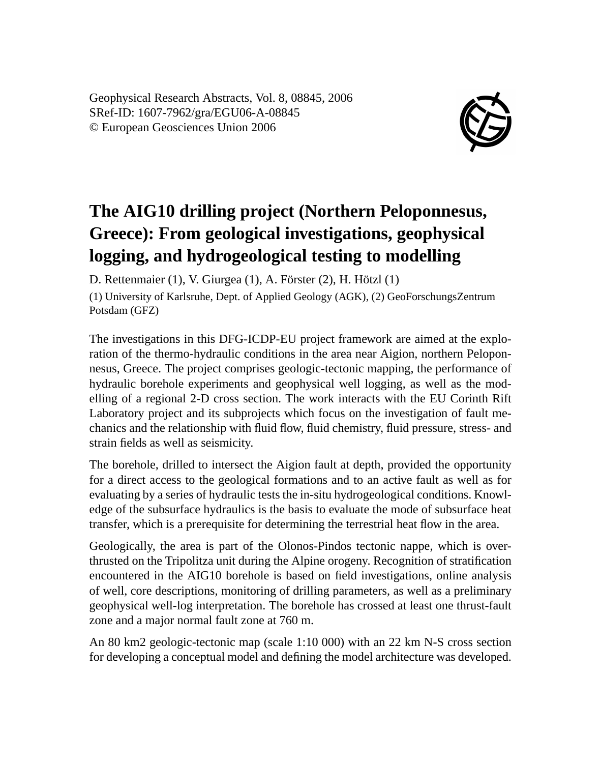Geophysical Research Abstracts, Vol. 8, 08845, 2006
SRef-ID: 1607-7962/gra/EGU06-A-08845
© European Geosciences Union 2006

# The AIG10 drilling project (Northern Peloponnesus, Greece): From geological investigations, geophysical logging, and hydrogeological testing to modelling

D. Rettenmaier (1), V. Giurgea (1), A. Förster (2), H. Hötzl (1)

(1) University of Karlsruhe, Dept. of Applied Geology (AGK), (2) GeoForschungsZentrum Potsdam (GFZ)

The investigations in this DFG-ICDP-EU project framework are aimed at the exploration of the thermo-hydraulic conditions in the area near Aigion, northern Peloponnesus, Greece. The project comprises geologic-tectonic mapping, the performance of hydraulic borehole experiments and geophysical well logging, as well as the modelling of a regional 2-D cross section. The work interacts with the EU Corinth Rift Laboratory project and its subprojects which focus on the investigation of fault mechanics and the relationship with fluid flow, fluid chemistry, fluid pressure, stress- and strain fields as well as seismicity.

The borehole, drilled to intersect the Aigion fault at depth, provided the opportunity for a direct access to the geological formations and to an active fault as well as for evaluating by a series of hydraulic tests the in-situ hydrogeological conditions. Knowledge of the subsurface hydraulics is the basis to evaluate the mode of subsurface heat transfer, which is a prerequisite for determining the terrestrial heat flow in the area.

Geologically, the area is part of the Olonos-Pindos tectonic nappe, which is overthrusted on the Tripolitza unit during the Alpine orogeny. Recognition of stratification encountered in the AIG10 borehole is based on field investigations, online analysis of well, core descriptions, monitoring of drilling parameters, as well as a preliminary geophysical well-log interpretation. The borehole has crossed at least one thrust-fault zone and a major normal fault zone at 760 m.

An 80 km2 geologic-tectonic map (scale 1:10 000) with an 22 km N-S cross section for developing a conceptual model and defining the model architecture was developed.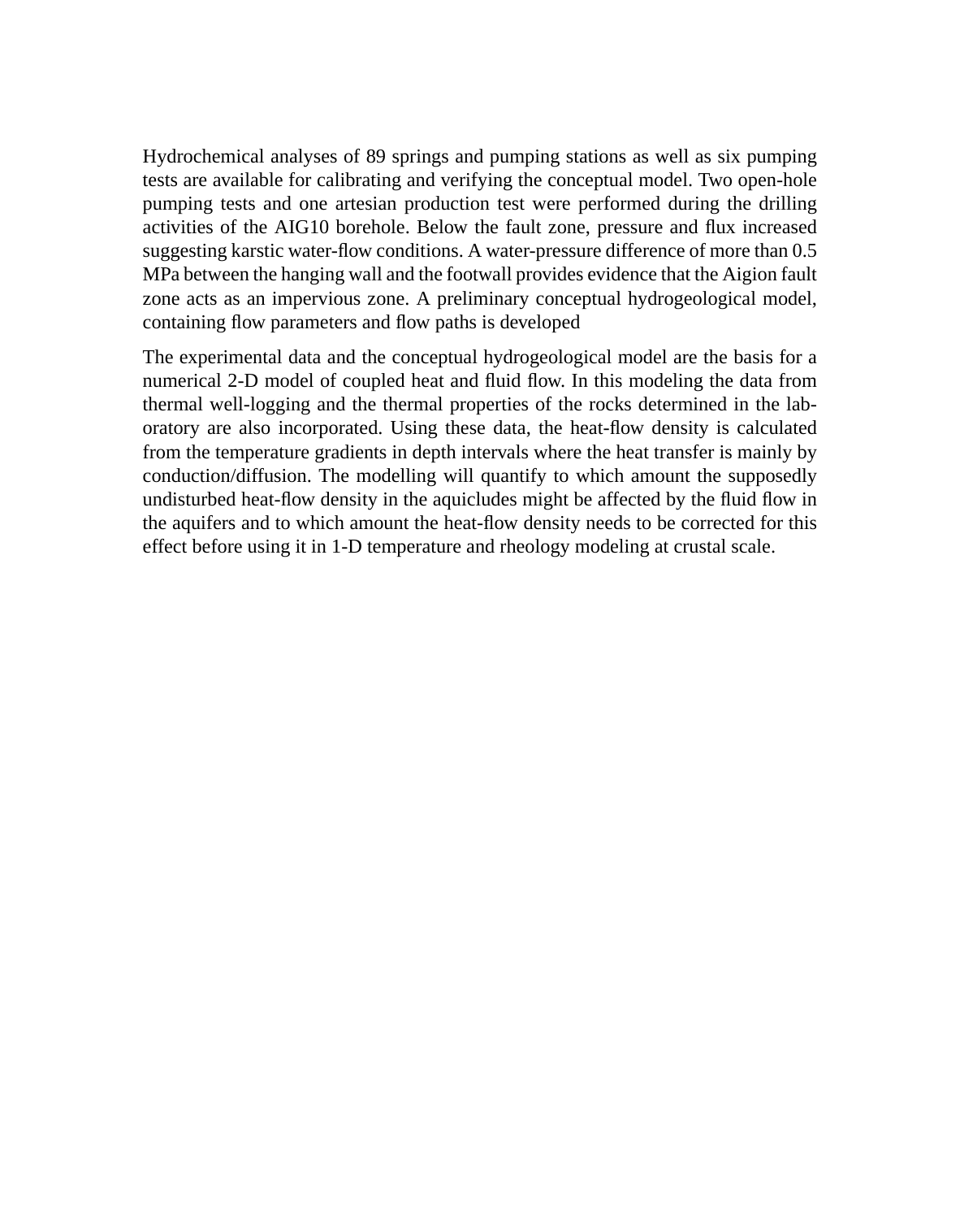Hydrochemical analyses of 89 springs and pumping stations as well as six pumping tests are available for calibrating and verifying the conceptual model. Two open-hole pumping tests and one artesian production test were performed during the drilling activities of the AIG10 borehole. Below the fault zone, pressure and flux increased suggesting karstic water-flow conditions. A water-pressure difference of more than 0.5 MPa between the hanging wall and the footwall provides evidence that the Aigion fault zone acts as an impervious zone. A preliminary conceptual hydrogeological model, containing flow parameters and flow paths is developed

The experimental data and the conceptual hydrogeological model are the basis for a numerical 2-D model of coupled heat and fluid flow. In this modeling the data from thermal well-logging and the thermal properties of the rocks determined in the laboratory are also incorporated. Using these data, the heat-flow density is calculated from the temperature gradients in depth intervals where the heat transfer is mainly by conduction/diffusion. The modelling will quantify to which amount the supposedly undisturbed heat-flow density in the aquicludes might be affected by the fluid flow in the aquifers and to which amount the heat-flow density needs to be corrected for this effect before using it in 1-D temperature and rheology modeling at crustal scale.